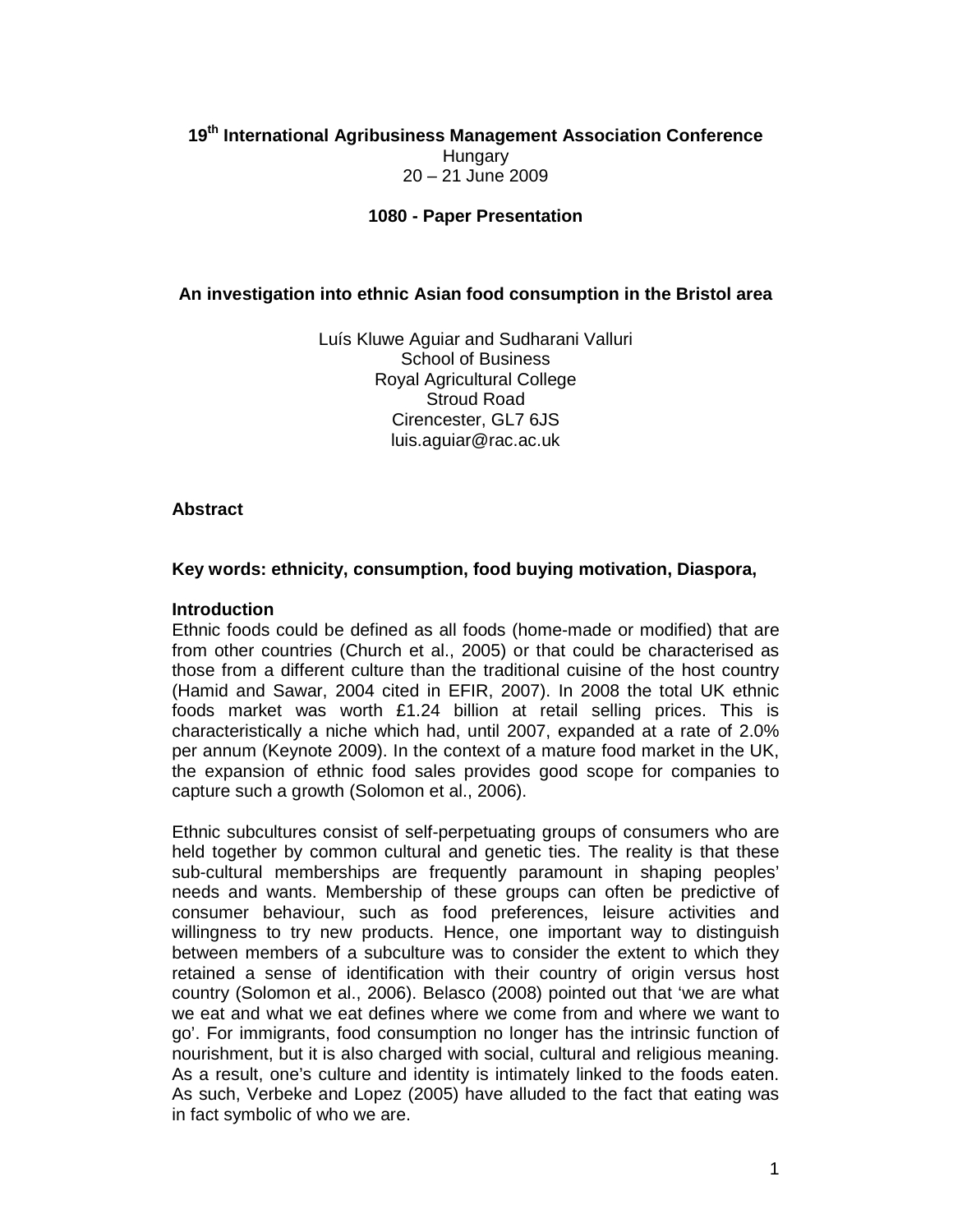**19th International Agribusiness Management Association Conference**
Hungary
20 – 21 June 2009

**1080 - Paper Presentation**

# An investigation into ethnic Asian food consumption in the Bristol area

Luís Kluwe Aguiar and Sudharani Valluri
School of Business
Royal Agricultural College
Stroud Road
Cirencester, GL7 6JS
luis.aguiar@rac.ac.uk

## Abstract

**Key words: ethnicity, consumption, food buying motivation, Diaspora,**

## Introduction

Ethnic foods could be defined as all foods (home-made or modified) that are from other countries (Church et al., 2005) or that could be characterised as those from a different culture than the traditional cuisine of the host country (Hamid and Sawar, 2004 cited in EFIR, 2007). In 2008 the total UK ethnic foods market was worth £1.24 billion at retail selling prices. This is characteristically a niche which had, until 2007, expanded at a rate of 2.0% per annum (Keynote 2009). In the context of a mature food market in the UK, the expansion of ethnic food sales provides good scope for companies to capture such a growth (Solomon et al., 2006).

Ethnic subcultures consist of self-perpetuating groups of consumers who are held together by common cultural and genetic ties. The reality is that these sub-cultural memberships are frequently paramount in shaping peoples' needs and wants. Membership of these groups can often be predictive of consumer behaviour, such as food preferences, leisure activities and willingness to try new products. Hence, one important way to distinguish between members of a subculture was to consider the extent to which they retained a sense of identification with their country of origin versus host country (Solomon et al., 2006). Belasco (2008) pointed out that 'we are what we eat and what we eat defines where we come from and where we want to go'. For immigrants, food consumption no longer has the intrinsic function of nourishment, but it is also charged with social, cultural and religious meaning. As a result, one's culture and identity is intimately linked to the foods eaten. As such, Verbeke and Lopez (2005) have alluded to the fact that eating was in fact symbolic of who we are.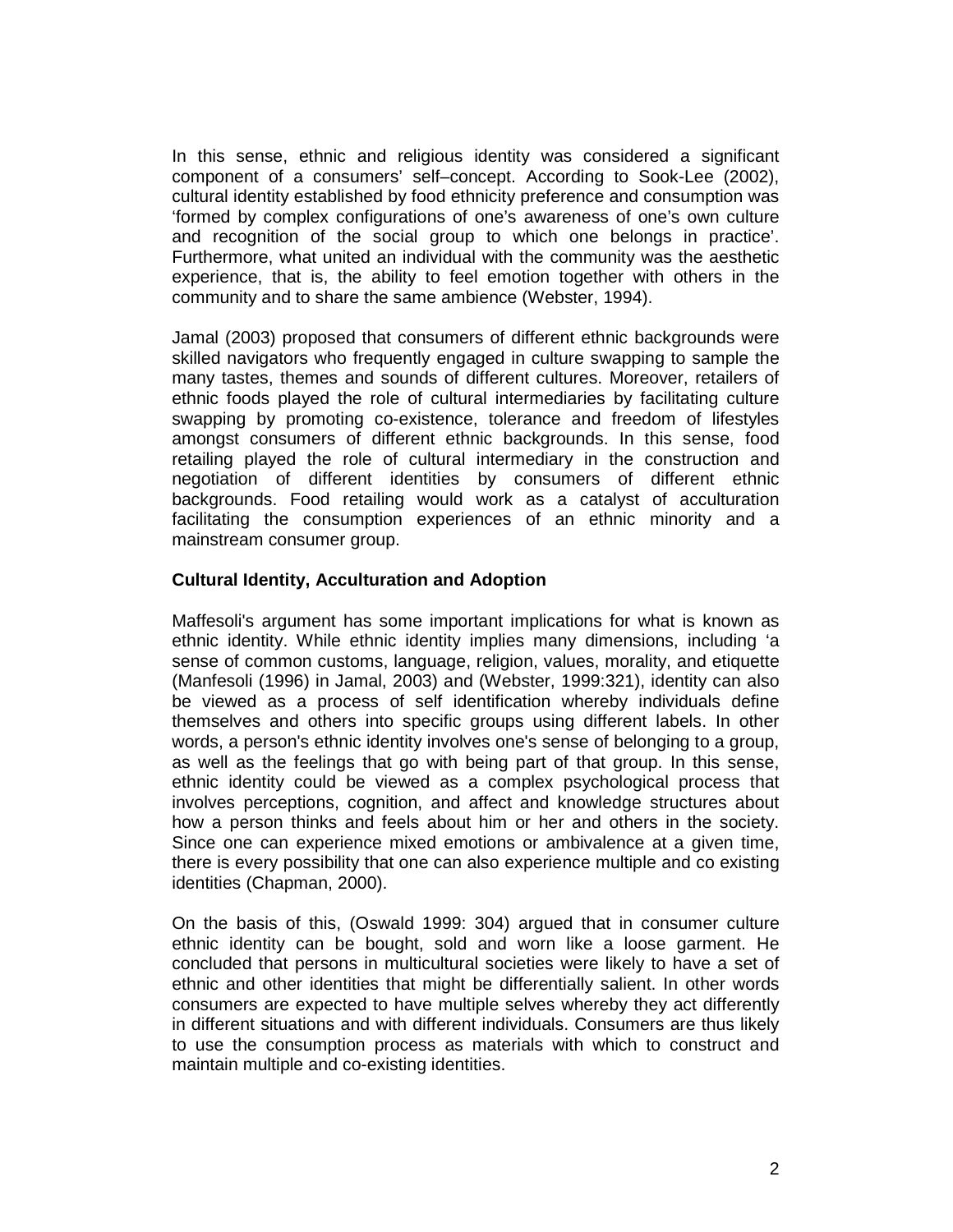In this sense, ethnic and religious identity was considered a significant component of a consumers' self–concept. According to Sook-Lee (2002), cultural identity established by food ethnicity preference and consumption was 'formed by complex configurations of one's awareness of one's own culture and recognition of the social group to which one belongs in practice'. Furthermore, what united an individual with the community was the aesthetic experience, that is, the ability to feel emotion together with others in the community and to share the same ambience (Webster, 1994).

Jamal (2003) proposed that consumers of different ethnic backgrounds were skilled navigators who frequently engaged in culture swapping to sample the many tastes, themes and sounds of different cultures. Moreover, retailers of ethnic foods played the role of cultural intermediaries by facilitating culture swapping by promoting co-existence, tolerance and freedom of lifestyles amongst consumers of different ethnic backgrounds. In this sense, food retailing played the role of cultural intermediary in the construction and negotiation of different identities by consumers of different ethnic backgrounds. Food retailing would work as a catalyst of acculturation facilitating the consumption experiences of an ethnic minority and a mainstream consumer group.

**Cultural Identity, Acculturation and Adoption**

Maffesoli's argument has some important implications for what is known as ethnic identity. While ethnic identity implies many dimensions, including 'a sense of common customs, language, religion, values, morality, and etiquette (Manfesoli (1996) in Jamal, 2003) and (Webster, 1999:321), identity can also be viewed as a process of self identification whereby individuals define themselves and others into specific groups using different labels. In other words, a person's ethnic identity involves one's sense of belonging to a group, as well as the feelings that go with being part of that group. In this sense, ethnic identity could be viewed as a complex psychological process that involves perceptions, cognition, and affect and knowledge structures about how a person thinks and feels about him or her and others in the society. Since one can experience mixed emotions or ambivalence at a given time, there is every possibility that one can also experience multiple and co existing identities (Chapman, 2000).

On the basis of this, (Oswald 1999: 304) argued that in consumer culture ethnic identity can be bought, sold and worn like a loose garment. He concluded that persons in multicultural societies were likely to have a set of ethnic and other identities that might be differentially salient. In other words consumers are expected to have multiple selves whereby they act differently in different situations and with different individuals. Consumers are thus likely to use the consumption process as materials with which to construct and maintain multiple and co-existing identities.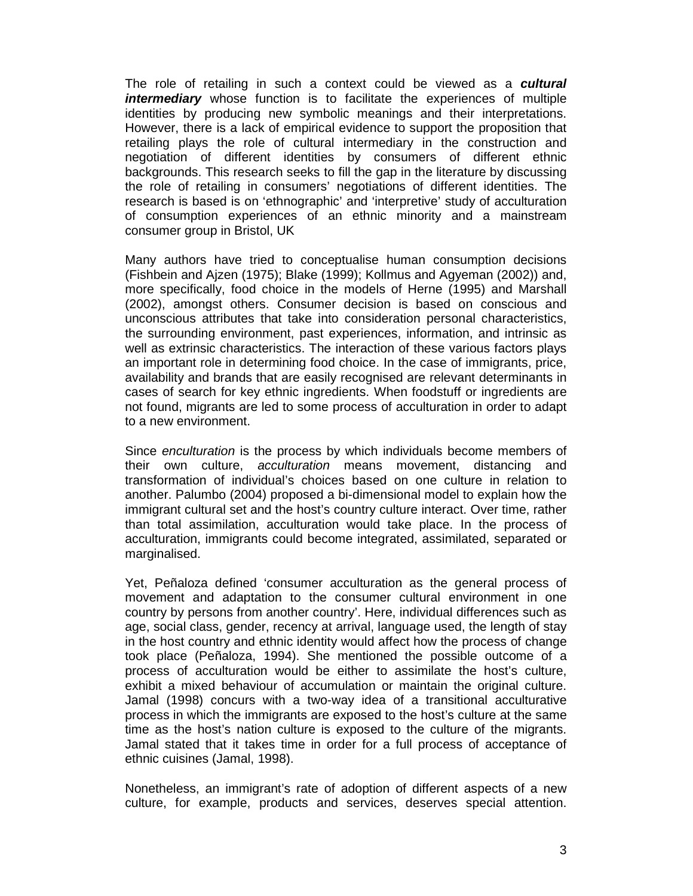The role of retailing in such a context could be viewed as a ***cultural intermediary*** whose function is to facilitate the experiences of multiple identities by producing new symbolic meanings and their interpretations. However, there is a lack of empirical evidence to support the proposition that retailing plays the role of cultural intermediary in the construction and negotiation of different identities by consumers of different ethnic backgrounds. This research seeks to fill the gap in the literature by discussing the role of retailing in consumers' negotiations of different identities. The research is based is on 'ethnographic' and 'interpretive' study of acculturation of consumption experiences of an ethnic minority and a mainstream consumer group in Bristol, UK

Many authors have tried to conceptualise human consumption decisions (Fishbein and Ajzen (1975); Blake (1999); Kollmus and Agyeman (2002)) and, more specifically, food choice in the models of Herne (1995) and Marshall (2002), amongst others. Consumer decision is based on conscious and unconscious attributes that take into consideration personal characteristics, the surrounding environment, past experiences, information, and intrinsic as well as extrinsic characteristics. The interaction of these various factors plays an important role in determining food choice. In the case of immigrants, price, availability and brands that are easily recognised are relevant determinants in cases of search for key ethnic ingredients. When foodstuff or ingredients are not found, migrants are led to some process of acculturation in order to adapt to a new environment.

Since *enculturation* is the process by which individuals become members of their own culture, *acculturation* means movement, distancing and transformation of individual's choices based on one culture in relation to another. Palumbo (2004) proposed a bi-dimensional model to explain how the immigrant cultural set and the host's country culture interact. Over time, rather than total assimilation, acculturation would take place. In the process of acculturation, immigrants could become integrated, assimilated, separated or marginalised.

Yet, Peñaloza defined 'consumer acculturation as the general process of movement and adaptation to the consumer cultural environment in one country by persons from another country'. Here, individual differences such as age, social class, gender, recency at arrival, language used, the length of stay in the host country and ethnic identity would affect how the process of change took place (Peñaloza, 1994). She mentioned the possible outcome of a process of acculturation would be either to assimilate the host's culture, exhibit a mixed behaviour of accumulation or maintain the original culture. Jamal (1998) concurs with a two-way idea of a transitional acculturative process in which the immigrants are exposed to the host's culture at the same time as the host's nation culture is exposed to the culture of the migrants. Jamal stated that it takes time in order for a full process of acceptance of ethnic cuisines (Jamal, 1998).

Nonetheless, an immigrant's rate of adoption of different aspects of a new culture, for example, products and services, deserves special attention.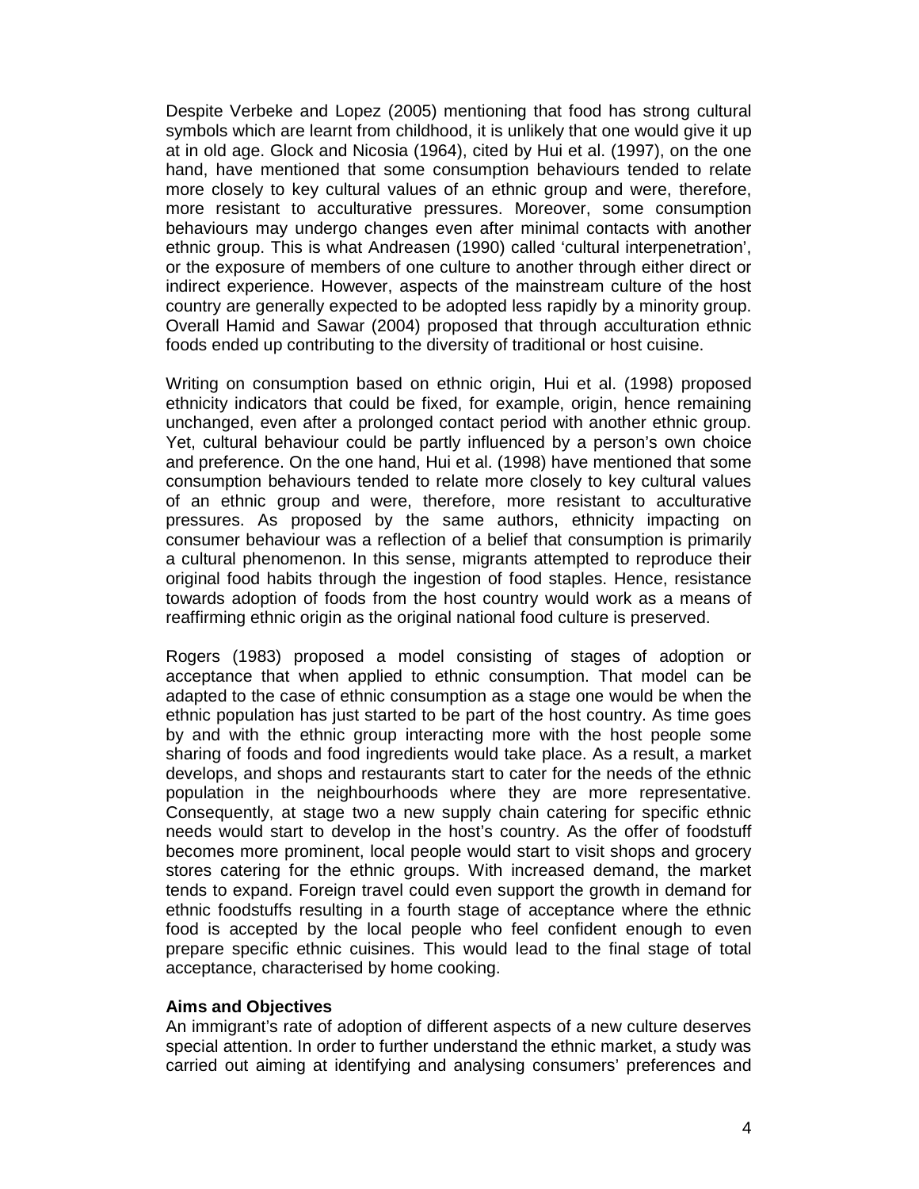Despite Verbeke and Lopez (2005) mentioning that food has strong cultural symbols which are learnt from childhood, it is unlikely that one would give it up at in old age. Glock and Nicosia (1964), cited by Hui et al. (1997), on the one hand, have mentioned that some consumption behaviours tended to relate more closely to key cultural values of an ethnic group and were, therefore, more resistant to acculturative pressures. Moreover, some consumption behaviours may undergo changes even after minimal contacts with another ethnic group. This is what Andreasen (1990) called 'cultural interpenetration', or the exposure of members of one culture to another through either direct or indirect experience. However, aspects of the mainstream culture of the host country are generally expected to be adopted less rapidly by a minority group. Overall Hamid and Sawar (2004) proposed that through acculturation ethnic foods ended up contributing to the diversity of traditional or host cuisine.

Writing on consumption based on ethnic origin, Hui et al. (1998) proposed ethnicity indicators that could be fixed, for example, origin, hence remaining unchanged, even after a prolonged contact period with another ethnic group. Yet, cultural behaviour could be partly influenced by a person's own choice and preference. On the one hand, Hui et al. (1998) have mentioned that some consumption behaviours tended to relate more closely to key cultural values of an ethnic group and were, therefore, more resistant to acculturative pressures. As proposed by the same authors, ethnicity impacting on consumer behaviour was a reflection of a belief that consumption is primarily a cultural phenomenon. In this sense, migrants attempted to reproduce their original food habits through the ingestion of food staples. Hence, resistance towards adoption of foods from the host country would work as a means of reaffirming ethnic origin as the original national food culture is preserved.

Rogers (1983) proposed a model consisting of stages of adoption or acceptance that when applied to ethnic consumption. That model can be adapted to the case of ethnic consumption as a stage one would be when the ethnic population has just started to be part of the host country. As time goes by and with the ethnic group interacting more with the host people some sharing of foods and food ingredients would take place. As a result, a market develops, and shops and restaurants start to cater for the needs of the ethnic population in the neighbourhoods where they are more representative. Consequently, at stage two a new supply chain catering for specific ethnic needs would start to develop in the host's country. As the offer of foodstuff becomes more prominent, local people would start to visit shops and grocery stores catering for the ethnic groups. With increased demand, the market tends to expand. Foreign travel could even support the growth in demand for ethnic foodstuffs resulting in a fourth stage of acceptance where the ethnic food is accepted by the local people who feel confident enough to even prepare specific ethnic cuisines. This would lead to the final stage of total acceptance, characterised by home cooking.

**Aims and Objectives**

An immigrant's rate of adoption of different aspects of a new culture deserves special attention. In order to further understand the ethnic market, a study was carried out aiming at identifying and analysing consumers' preferences and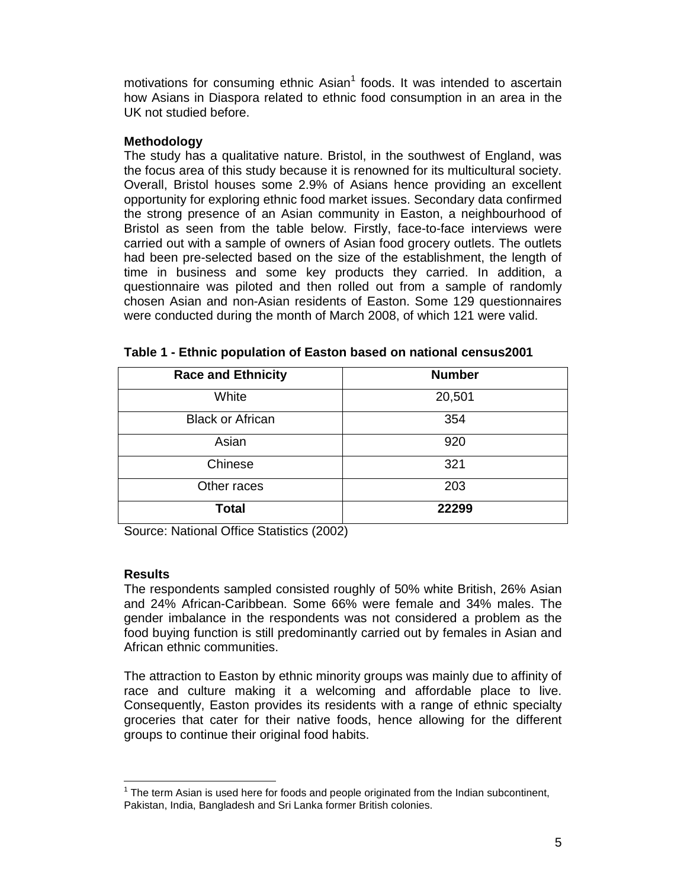motivations for consuming ethnic Asian[1] foods. It was intended to ascertain how Asians in Diaspora related to ethnic food consumption in an area in the UK not studied before.

**Methodology**

The study has a qualitative nature. Bristol, in the southwest of England, was the focus area of this study because it is renowned for its multicultural society. Overall, Bristol houses some 2.9% of Asians hence providing an excellent opportunity for exploring ethnic food market issues. Secondary data confirmed the strong presence of an Asian community in Easton, a neighbourhood of Bristol as seen from the table below. Firstly, face-to-face interviews were carried out with a sample of owners of Asian food grocery outlets. The outlets had been pre-selected based on the size of the establishment, the length of time in business and some key products they carried. In addition, a questionnaire was piloted and then rolled out from a sample of randomly chosen Asian and non-Asian residents of Easton. Some 129 questionnaires were conducted during the month of March 2008, of which 121 were valid.

**Table 1 - Ethnic population of Easton based on national census2001**

| Race and Ethnicity | Number |
|---|---|
| White | 20,501 |
| Black or African | 354 |
| Asian | 920 |
| Chinese | 321 |
| Other races | 203 |
| **Total** | **22299** |

Source: National Office Statistics (2002)

**Results**

The respondents sampled consisted roughly of 50% white British, 26% Asian and 24% African-Caribbean. Some 66% were female and 34% males. The gender imbalance in the respondents was not considered a problem as the food buying function is still predominantly carried out by females in Asian and African ethnic communities.

The attraction to Easton by ethnic minority groups was mainly due to affinity of race and culture making it a welcoming and affordable place to live. Consequently, Easton provides its residents with a range of ethnic specialty groceries that cater for their native foods, hence allowing for the different groups to continue their original food habits.

[1] The term Asian is used here for foods and people originated from the Indian subcontinent, Pakistan, India, Bangladesh and Sri Lanka former British colonies.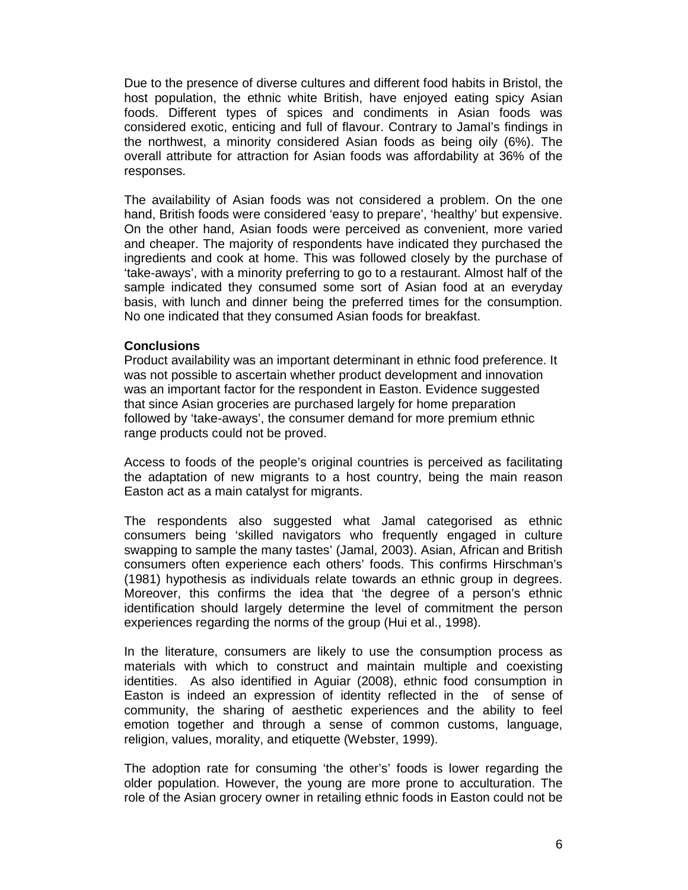Due to the presence of diverse cultures and different food habits in Bristol, the host population, the ethnic white British, have enjoyed eating spicy Asian foods. Different types of spices and condiments in Asian foods was considered exotic, enticing and full of flavour. Contrary to Jamal's findings in the northwest, a minority considered Asian foods as being oily (6%). The overall attribute for attraction for Asian foods was affordability at 36% of the responses.

The availability of Asian foods was not considered a problem. On the one hand, British foods were considered 'easy to prepare', 'healthy' but expensive. On the other hand, Asian foods were perceived as convenient, more varied and cheaper. The majority of respondents have indicated they purchased the ingredients and cook at home. This was followed closely by the purchase of 'take-aways', with a minority preferring to go to a restaurant. Almost half of the sample indicated they consumed some sort of Asian food at an everyday basis, with lunch and dinner being the preferred times for the consumption. No one indicated that they consumed Asian foods for breakfast.

**Conclusions**

Product availability was an important determinant in ethnic food preference. It was not possible to ascertain whether product development and innovation was an important factor for the respondent in Easton. Evidence suggested that since Asian groceries are purchased largely for home preparation followed by 'take-aways', the consumer demand for more premium ethnic range products could not be proved.

Access to foods of the people's original countries is perceived as facilitating the adaptation of new migrants to a host country, being the main reason Easton act as a main catalyst for migrants.

The respondents also suggested what Jamal categorised as ethnic consumers being 'skilled navigators who frequently engaged in culture swapping to sample the many tastes' (Jamal, 2003). Asian, African and British consumers often experience each others' foods. This confirms Hirschman's (1981) hypothesis as individuals relate towards an ethnic group in degrees. Moreover, this confirms the idea that 'the degree of a person's ethnic identification should largely determine the level of commitment the person experiences regarding the norms of the group (Hui et al., 1998).

In the literature, consumers are likely to use the consumption process as materials with which to construct and maintain multiple and coexisting identities. As also identified in Aguiar (2008), ethnic food consumption in Easton is indeed an expression of identity reflected in the of sense of community, the sharing of aesthetic experiences and the ability to feel emotion together and through a sense of common customs, language, religion, values, morality, and etiquette (Webster, 1999).

The adoption rate for consuming 'the other's' foods is lower regarding the older population. However, the young are more prone to acculturation. The role of the Asian grocery owner in retailing ethnic foods in Easton could not be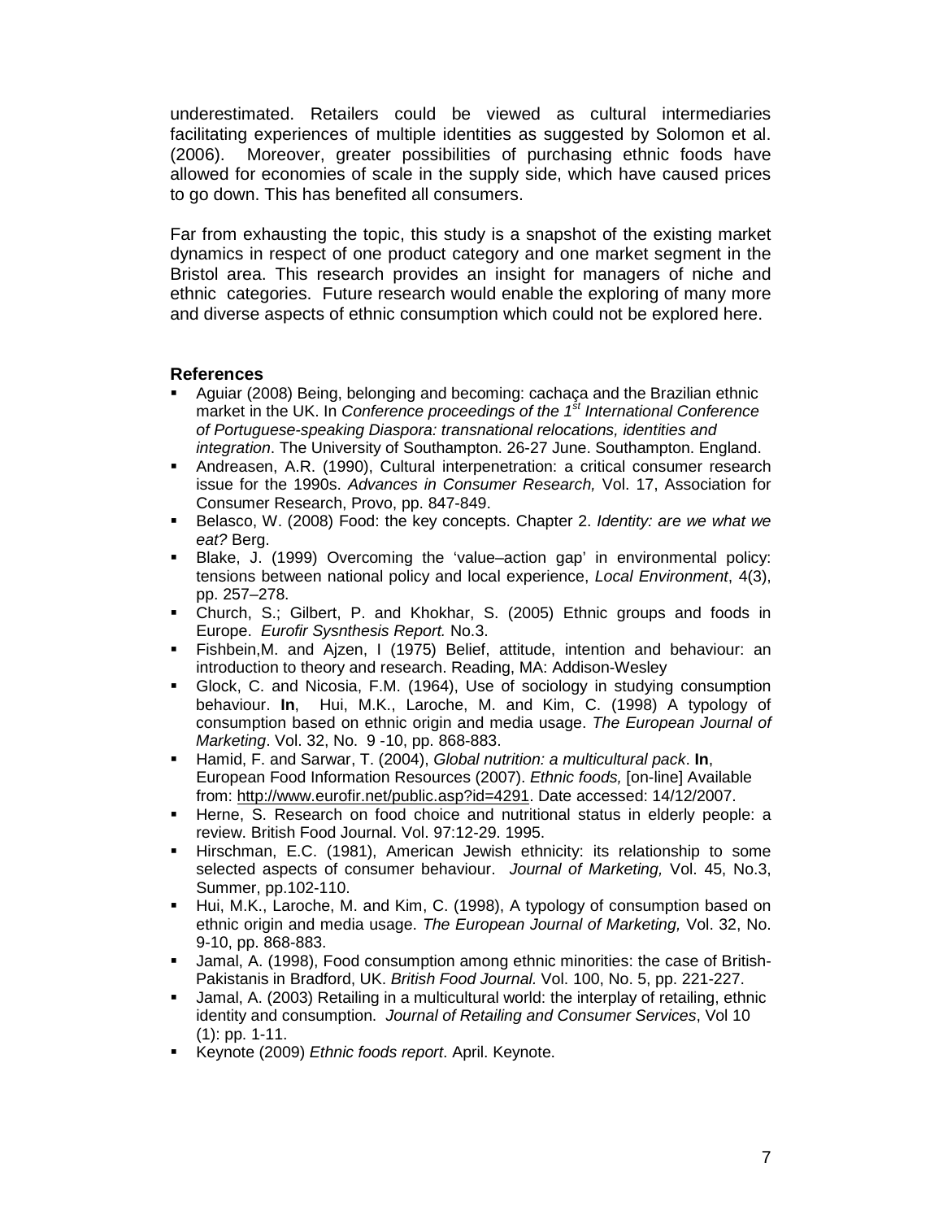underestimated. Retailers could be viewed as cultural intermediaries facilitating experiences of multiple identities as suggested by Solomon et al. (2006). Moreover, greater possibilities of purchasing ethnic foods have allowed for economies of scale in the supply side, which have caused prices to go down. This has benefited all consumers.

Far from exhausting the topic, this study is a snapshot of the existing market dynamics in respect of one product category and one market segment in the Bristol area. This research provides an insight for managers of niche and ethnic categories. Future research would enable the exploring of many more and diverse aspects of ethnic consumption which could not be explored here.

**References**

- Aguiar (2008) Being, belonging and becoming: cachaça and the Brazilian ethnic market in the UK. In *Conference proceedings of the 1st International Conference of Portuguese-speaking Diaspora: transnational relocations, identities and integration*. The University of Southampton. 26-27 June. Southampton. England.
- Andreasen, A.R. (1990), Cultural interpenetration: a critical consumer research issue for the 1990s. *Advances in Consumer Research,* Vol. 17, Association for Consumer Research, Provo, pp. 847-849.
- Belasco, W. (2008) Food: the key concepts. Chapter 2. *Identity: are we what we eat?* Berg.
- Blake, J. (1999) Overcoming the 'value–action gap' in environmental policy: tensions between national policy and local experience, *Local Environment*, 4(3), pp. 257–278.
- Church, S.; Gilbert, P. and Khokhar, S. (2005) Ethnic groups and foods in Europe. *Eurofir Sysnthesis Report.* No.3.
- Fishbein,M. and Ajzen, I (1975) Belief, attitude, intention and behaviour: an introduction to theory and research. Reading, MA: Addison-Wesley
- Glock, C. and Nicosia, F.M. (1964), Use of sociology in studying consumption behaviour. **In**, Hui, M.K., Laroche, M. and Kim, C. (1998) A typology of consumption based on ethnic origin and media usage. *The European Journal of Marketing*. Vol. 32, No. 9 -10, pp. 868-883.
- Hamid, F. and Sarwar, T. (2004), *Global nutrition: a multicultural pack*. **In**, European Food Information Resources (2007). *Ethnic foods,* [on-line] Available from: http://www.eurofir.net/public.asp?id=4291. Date accessed: 14/12/2007.
- Herne, S. Research on food choice and nutritional status in elderly people: a review. British Food Journal. Vol. 97:12-29. 1995.
- Hirschman, E.C. (1981), American Jewish ethnicity: its relationship to some selected aspects of consumer behaviour. *Journal of Marketing,* Vol. 45, No.3, Summer, pp.102-110.
- Hui, M.K., Laroche, M. and Kim, C. (1998), A typology of consumption based on ethnic origin and media usage. *The European Journal of Marketing,* Vol. 32, No. 9-10, pp. 868-883.
- Jamal, A. (1998), Food consumption among ethnic minorities: the case of British-Pakistanis in Bradford, UK. *British Food Journal*. Vol. 100, No. 5, pp. 221-227.
- Jamal, A. (2003) Retailing in a multicultural world: the interplay of retailing, ethnic identity and consumption. *Journal of Retailing and Consumer Services*, Vol 10 (1): pp. 1-11.
- Keynote (2009) *Ethnic foods report*. April. Keynote.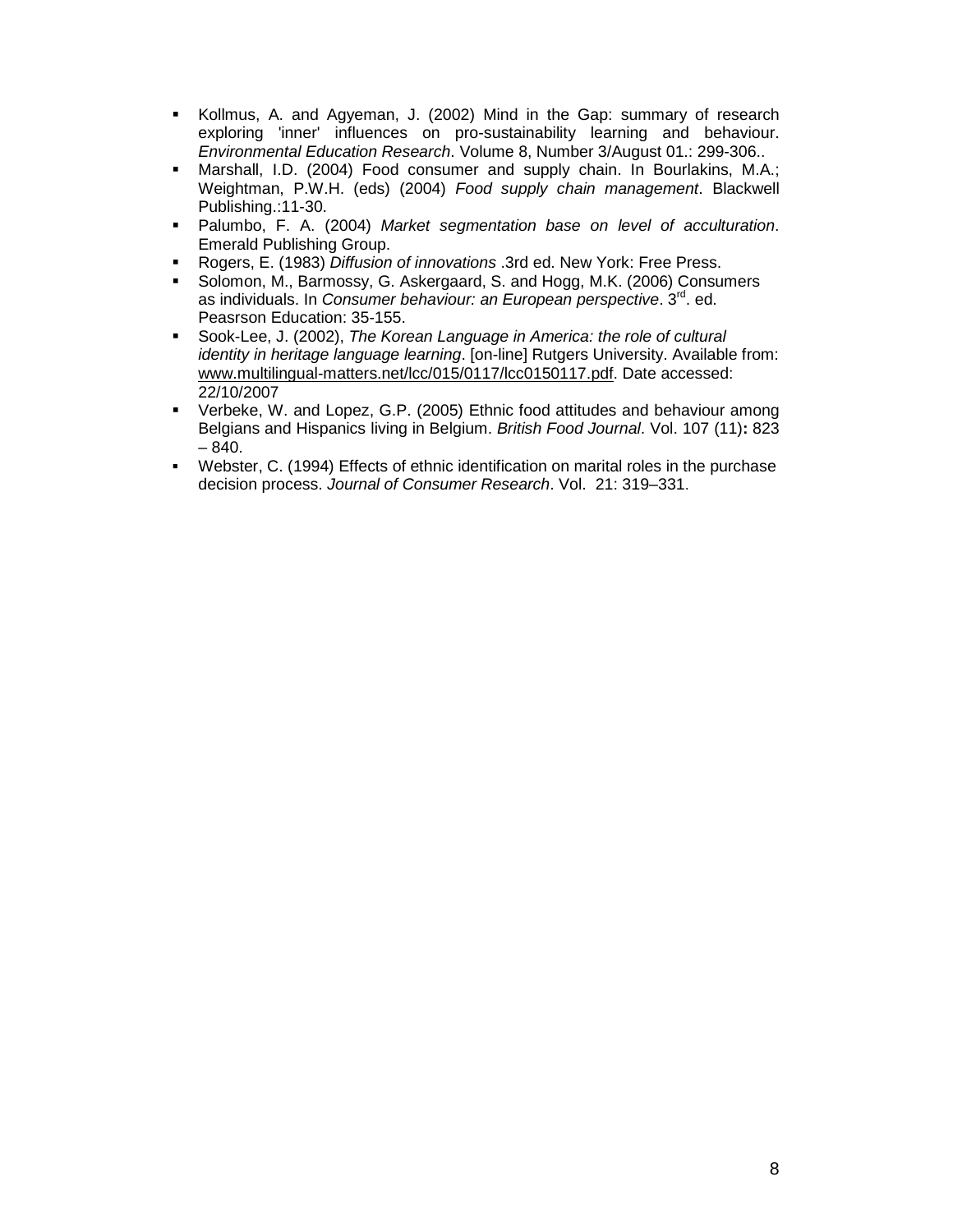- Kollmus, A. and Agyeman, J. (2002) Mind in the Gap: summary of research exploring 'inner' influences on pro-sustainability learning and behaviour. *Environmental Education Research*. Volume 8, Number 3/August 01.: 299-306..
- Marshall, I.D. (2004) Food consumer and supply chain. In Bourlakins, M.A.; Weightman, P.W.H. (eds) (2004) *Food supply chain management*. Blackwell Publishing.:11-30.
- Palumbo, F. A. (2004) *Market segmentation base on level of acculturation*. Emerald Publishing Group.
- Rogers, E. (1983) *Diffusion of innovations* .3rd ed. New York: Free Press.
- Solomon, M., Barmossy, G. Askergaard, S. and Hogg, M.K. (2006) Consumers as individuals. In *Consumer behaviour: an European perspective*. 3rd. ed. Peasrson Education: 35-155.
- Sook-Lee, J. (2002), *The Korean Language in America: the role of cultural identity in heritage language learning*. [on-line] Rutgers University. Available from: www.multilingual-matters.net/lcc/015/0117/lcc0150117.pdf. Date accessed: 22/10/2007
- Verbeke, W. and Lopez, G.P. (2005) Ethnic food attitudes and behaviour among Belgians and Hispanics living in Belgium. *British Food Journal*. Vol. 107 (11)**:** 823 – 840.
- Webster, C. (1994) Effects of ethnic identification on marital roles in the purchase decision process. *Journal of Consumer Research*. Vol. 21: 319–331.